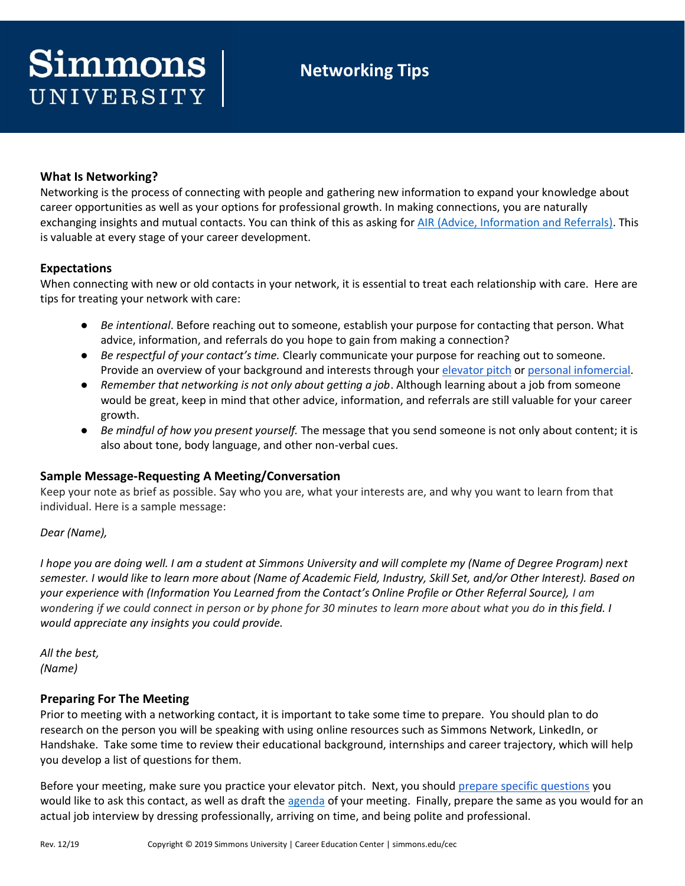# Simmons University

## Networking Tips

### What Is Networking?

Networking is the process of connecting with people and gathering new information to expand your knowledge about career opportunities as well as your options for professional growth. In making connections, you are naturally exchanging insights and mutual contacts. You can think of this as asking for AIR (Advice, Information and Referrals). This is valuable at every stage of your career development.

### Expectations

When connecting with new or old contacts in your network, it is essential to treat each relationship with care. Here are tips for treating your network with care:

- *Be intentional*. Before reaching out to someone, establish your purpose for contacting that person. What advice, information, and referrals do you hope to gain from making a connection?
- *Be respectful of your contact's time.* Clearly communicate your purpose for reaching out to someone. Provide an overview of your background and interests through your elevator pitch or personal infomercial.
- *Remember that networking is not only about getting a job*. Although learning about a job from someone would be great, keep in mind that other advice, information, and referrals are still valuable for your career growth.
- *Be mindful of how you present yourself.* The message that you send someone is not only about content; it is also about tone, body language, and other non-verbal cues.

### Sample Message-Requesting A Meeting/Conversation

Keep your note as brief as possible. Say who you are, what your interests are, and why you want to learn from that individual. Here is a sample message:

*Dear (Name),*

*I hope you are doing well. I am a student at Simmons University and will complete my (Name of Degree Program) next semester. I would like to learn more about (Name of Academic Field, Industry, Skill Set, and/or Other Interest). Based on your experience with (Information You Learned from the Contact's Online Profile or Other Referral Source), I am wondering if we could connect in person or by phone for 30 minutes to learn more about what you do in this field. I would appreciate any insights you could provide.*

*All the best,*
*(Name)*

### Preparing For The Meeting

Prior to meeting with a networking contact, it is important to take some time to prepare. You should plan to do research on the person you will be speaking with using online resources such as Simmons Network, LinkedIn, or Handshake. Take some time to review their educational background, internships and career trajectory, which will help you develop a list of questions for them.

Before your meeting, make sure you practice your elevator pitch. Next, you should prepare specific questions you would like to ask this contact, as well as draft the agenda of your meeting. Finally, prepare the same as you would for an actual job interview by dressing professionally, arriving on time, and being polite and professional.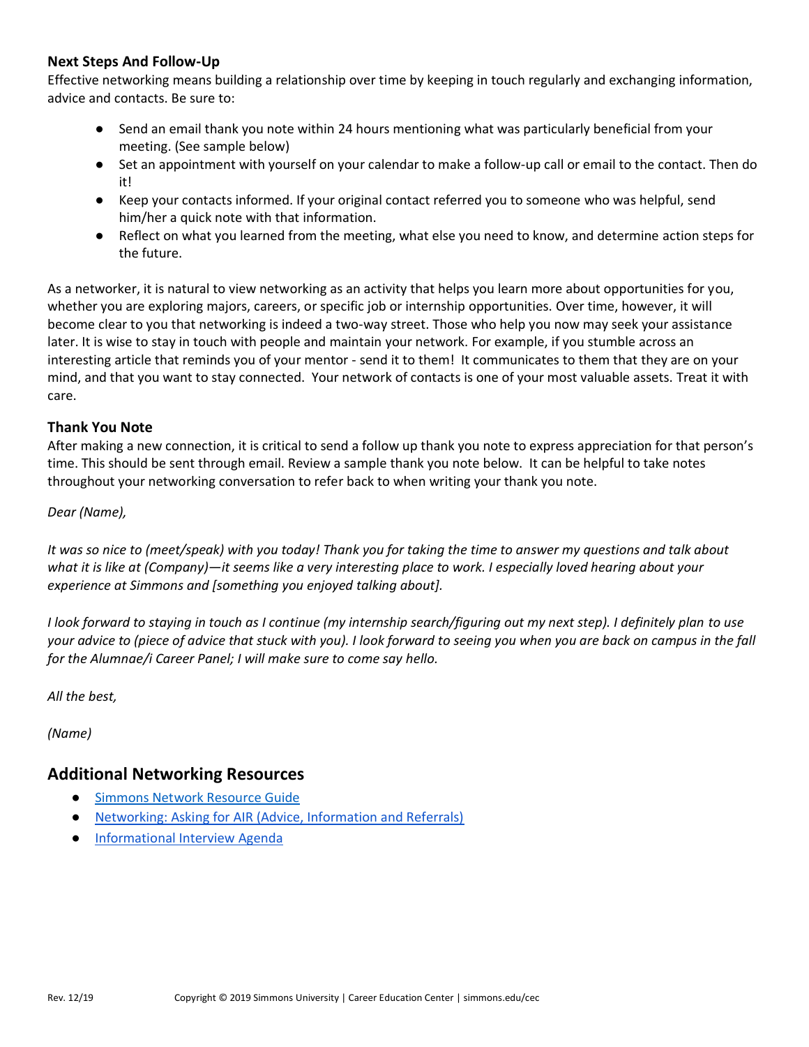### Next Steps And Follow-Up

Effective networking means building a relationship over time by keeping in touch regularly and exchanging information, advice and contacts. Be sure to:

- Send an email thank you note within 24 hours mentioning what was particularly beneficial from your meeting. (See sample below)
- Set an appointment with yourself on your calendar to make a follow-up call or email to the contact. Then do it!
- Keep your contacts informed. If your original contact referred you to someone who was helpful, send him/her a quick note with that information.
- Reflect on what you learned from the meeting, what else you need to know, and determine action steps for the future.

As a networker, it is natural to view networking as an activity that helps you learn more about opportunities for you, whether you are exploring majors, careers, or specific job or internship opportunities. Over time, however, it will become clear to you that networking is indeed a two-way street. Those who help you now may seek your assistance later. It is wise to stay in touch with people and maintain your network. For example, if you stumble across an interesting article that reminds you of your mentor - send it to them! It communicates to them that they are on your mind, and that you want to stay connected. Your network of contacts is one of your most valuable assets. Treat it with care.

### Thank You Note

After making a new connection, it is critical to send a follow up thank you note to express appreciation for that person's time. This should be sent through email. Review a sample thank you note below. It can be helpful to take notes throughout your networking conversation to refer back to when writing your thank you note.

*Dear (Name),*

*It was so nice to (meet/speak) with you today! Thank you for taking the time to answer my questions and talk about what it is like at (Company)—it seems like a very interesting place to work. I especially loved hearing about your experience at Simmons and [something you enjoyed talking about].*

*I look forward to staying in touch as I continue (my internship search/figuring out my next step). I definitely plan to use your advice to (piece of advice that stuck with you). I look forward to seeing you when you are back on campus in the fall for the Alumnae/i Career Panel; I will make sure to come say hello.*

*All the best,*

*(Name)*

## Additional Networking Resources

- Simmons Network Resource Guide
- Networking: Asking for AIR (Advice, Information and Referrals)
- Informational Interview Agenda